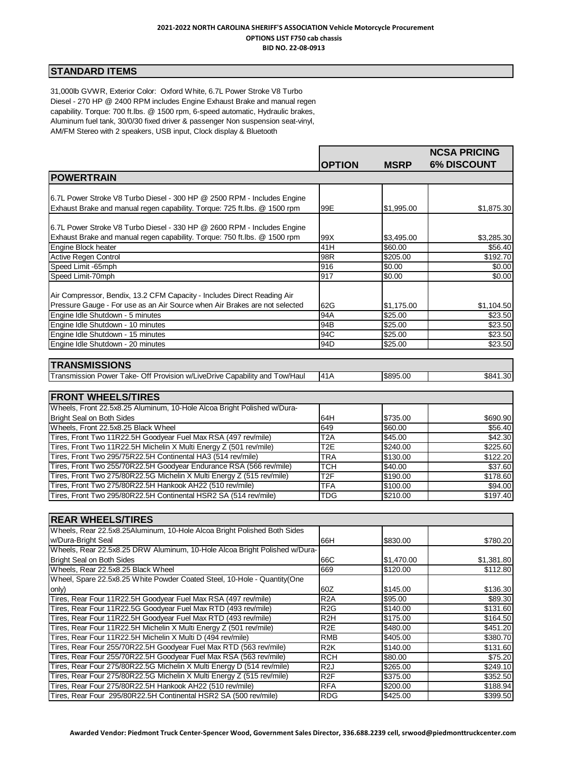**2021-2022 NORTH CAROLINA SHERIFF'S ASSOCIATION Vehicle Motorcycle Procurement**
**OPTIONS LIST F750 cab chassis**
**BID NO. 22-08-0913**

## STANDARD ITEMS

31,000lb GVWR, Exterior Color: Oxford White, 6.7L Power Stroke V8 Turbo Diesel - 270 HP @ 2400 RPM includes Engine Exhaust Brake and manual regen capability. Torque: 700 ft.lbs. @ 1500 rpm, 6-speed automatic, Hydraulic brakes, Aluminum fuel tank, 30/0/30 fixed driver & passenger Non suspension seat-vinyl, AM/FM Stereo with 2 speakers, USB input, Clock display & Bluetooth

| | OPTION | MSRP | NCSA PRICING 6% DISCOUNT |
|---|---|---|---|
| **POWERTRAIN** | | | |
| 6.7L Power Stroke V8 Turbo Diesel - 300 HP @ 2500 RPM - Includes Engine Exhaust Brake and manual regen capability. Torque: 725 ft.lbs. @ 1500 rpm | 99E | $1,995.00 | $1,875.30 |
| 6.7L Power Stroke V8 Turbo Diesel - 330 HP @ 2600 RPM - Includes Engine Exhaust Brake and manual regen capability. Torque: 750 ft.lbs. @ 1500 rpm | 99X | $3,495.00 | $3,285.30 |
| Engine Block heater | 41H | $60.00 | $56.40 |
| Active Regen Control | 98R | $205.00 | $192.70 |
| Speed Limit -65mph | 916 | $0.00 | $0.00 |
| Speed Limit-70mph | 917 | $0.00 | $0.00 |
| Air Compressor, Bendix, 13.2 CFM Capacity - Includes Direct Reading Air Pressure Gauge - For use as an Air Source when Air Brakes are not selected | 62G | $1,175.00 | $1,104.50 |
| Engine Idle Shutdown - 5 minutes | 94A | $25.00 | $23.50 |
| Engine Idle Shutdown - 10 minutes | 94B | $25.00 | $23.50 |
| Engine Idle Shutdown - 15 minutes | 94C | $25.00 | $23.50 |
| Engine Idle Shutdown - 20 minutes | 94D | $25.00 | $23.50 |
| **TRANSMISSIONS** | | | |
| Transmission Power Take- Off Provision w/LiveDrive Capability and Tow/Haul | 41A | $895.00 | $841.30 |
| **FRONT WHEELS/TIRES** | | | |
| Wheels, Front 22.5x8.25 Aluminum, 10-Hole Alcoa Bright Polished w/Dura-Bright Seal on Both Sides | 64H | $735.00 | $690.90 |
| Wheels, Front 22.5x8.25 Black Wheel | 649 | $60.00 | $56.40 |
| Tires, Front Two 11R22.5H Goodyear Fuel Max RSA (497 rev/mile) | T2A | $45.00 | $42.30 |
| Tires, Front Two 11R22.5H Michelin X Multi Energy Z (501 rev/mile) | T2E | $240.00 | $225.60 |
| Tires, Front Two 295/75R22.5H Continental HA3 (514 rev/mile) | TRA | $130.00 | $122.20 |
| Tires, Front Two 255/70R22.5H Goodyear Endurance RSA (566 rev/mile) | TCH | $40.00 | $37.60 |
| Tires, Front Two 275/80R22.5G Michelin X Multi Energy Z (515 rev/mile) | T2F | $190.00 | $178.60 |
| Tires, Front Two 275/80R22.5H Hankook AH22 (510 rev/mile) | TFA | $100.00 | $94.00 |
| Tires, Front Two 295/80R22.5H Continental HSR2 SA (514 rev/mile) | TDG | $210.00 | $197.40 |
| **REAR WHEELS/TIRES** | | | |
| Wheels, Rear 22.5x8.25Aluminum, 10-Hole Alcoa Bright Polished Both Sides w/Dura-Bright Seal | 66H | $830.00 | $780.20 |
| Wheels, Rear 22.5x8.25 DRW Aluminum, 10-Hole Alcoa Bright Polished w/Dura-Bright Seal on Both Sides | 66C | $1,470.00 | $1,381.80 |
| Wheels, Rear 22.5x8.25 Black Wheel | 669 | $120.00 | $112.80 |
| Wheel, Spare 22.5x8.25 White Powder Coated Steel, 10-Hole - Quantity(One only) | 60Z | $145.00 | $136.30 |
| Tires, Rear Four 11R22.5H Goodyear Fuel Max RSA (497 rev/mile) | R2A | $95.00 | $89.30 |
| Tires, Rear Four 11R22.5G Goodyear Fuel Max RTD (493 rev/mile) | R2G | $140.00 | $131.60 |
| Tires, Rear Four 11R22.5H Goodyear Fuel Max RTD (493 rev/mile) | R2H | $175.00 | $164.50 |
| Tires, Rear Four 11R22.5H Michelin X Multi Energy Z (501 rev/mile) | R2E | $480.00 | $451.20 |
| Tires, Rear Four 11R22.5H Michelin X Multi D (494 rev/mile) | RMB | $405.00 | $380.70 |
| Tires, Rear Four 255/70R22.5H Goodyear Fuel Max RTD (563 rev/mile) | R2K | $140.00 | $131.60 |
| Tires, Rear Four 255/70R22.5H Goodyear Fuel Max RSA (563 rev/mile) | RCH | $80.00 | $75.20 |
| Tires, Rear Four 275/80R22.5G Michelin X Multi Energy D (514 rev/mile) | R2J | $265.00 | $249.10 |
| Tires, Rear Four 275/80R22.5G Michelin X Multi Energy Z (515 rev/mile) | R2F | $375.00 | $352.50 |
| Tires, Rear Four 275/80R22.5H Hankook AH22 (510 rev/mile) | RFA | $200.00 | $188.94 |
| Tires, Rear Four 295/80R22.5H Continental HSR2 SA (500 rev/mile) | RDG | $425.00 | $399.50 |

**Awarded Vendor: Piedmont Truck Center-Spencer Wood, Government Sales Director, 336.688.2239 cell, srwood@piedmonttruckcenter.com**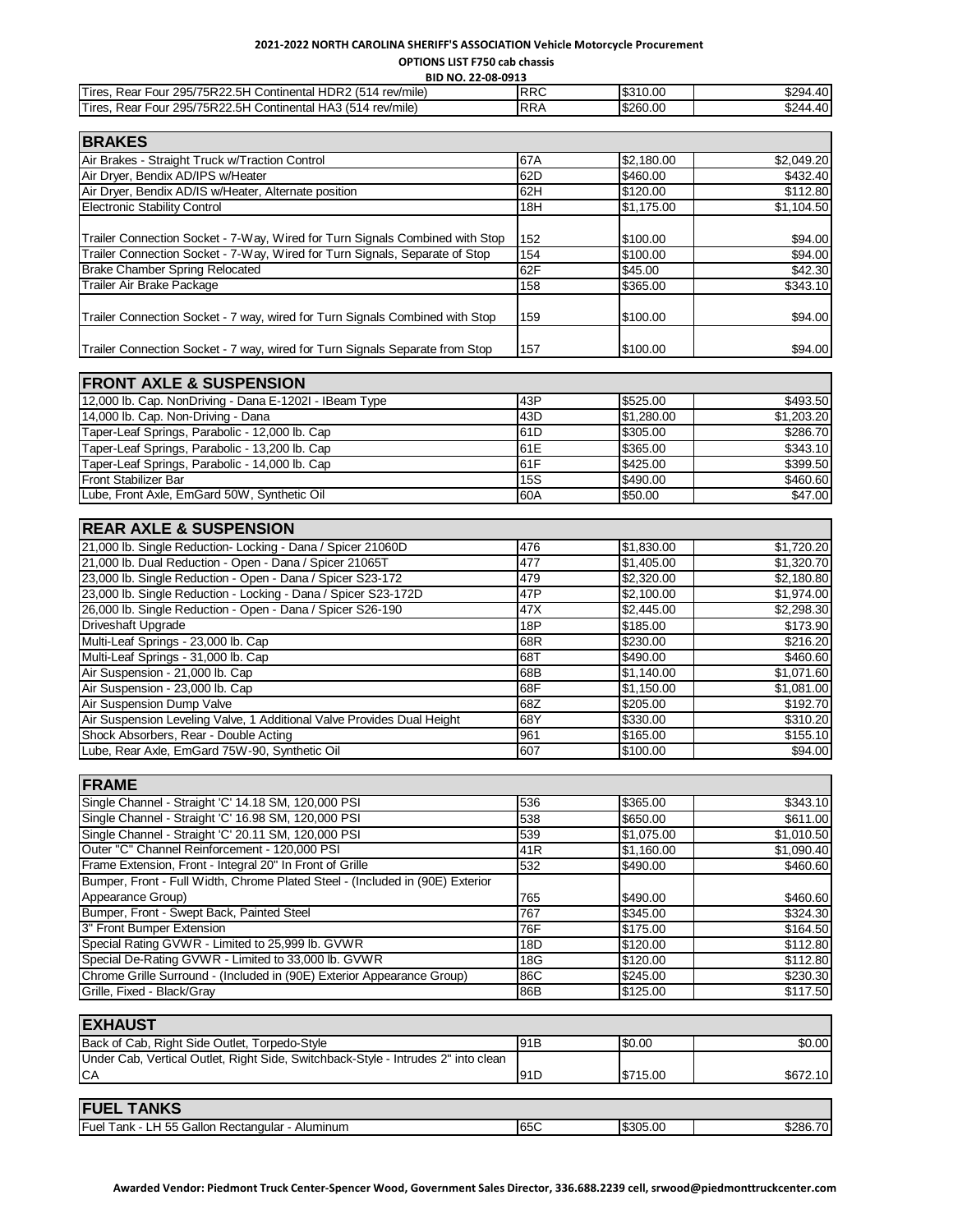**2021-2022 NORTH CAROLINA SHERIFF'S ASSOCIATION Vehicle Motorcycle Procurement**

**OPTIONS LIST F750 cab chassis**

**BID NO. 22-08-0913**

| | | | |
|---|---|---|---|
| Tires, Rear Four 295/75R22.5H Continental HDR2 (514 rev/mile) | RRC | $310.00 | $294.40 |
| Tires, Rear Four 295/75R22.5H Continental HA3 (514 rev/mile) | RRA | $260.00 | $244.40 |

| **BRAKES** | | | |
|---|---|---|---|
| Air Brakes - Straight Truck w/Traction Control | 67A | $2,180.00 | $2,049.20 |
| Air Dryer, Bendix AD/IPS w/Heater | 62D | $460.00 | $432.40 |
| Air Dryer, Bendix AD/IS w/Heater, Alternate position | 62H | $120.00 | $112.80 |
| Electronic Stability Control | 18H | $1,175.00 | $1,104.50 |
| Trailer Connection Socket - 7-Way, Wired for Turn Signals Combined with Stop | 152 | $100.00 | $94.00 |
| Trailer Connection Socket - 7-Way, Wired for Turn Signals, Separate of Stop | 154 | $100.00 | $94.00 |
| Brake Chamber Spring Relocated | 62F | $45.00 | $42.30 |
| Trailer Air Brake Package | 158 | $365.00 | $343.10 |
| Trailer Connection Socket - 7 way, wired for Turn Signals Combined with Stop | 159 | $100.00 | $94.00 |
| Trailer Connection Socket - 7 way, wired for Turn Signals Separate from Stop | 157 | $100.00 | $94.00 |

| **FRONT AXLE & SUSPENSION** | | | |
|---|---|---|---|
| 12,000 lb. Cap. NonDriving - Dana E-1202I - IBeam Type | 43P | $525.00 | $493.50 |
| 14,000 lb. Cap. Non-Driving - Dana | 43D | $1,280.00 | $1,203.20 |
| Taper-Leaf Springs, Parabolic - 12,000 lb. Cap | 61D | $305.00 | $286.70 |
| Taper-Leaf Springs, Parabolic - 13,200 lb. Cap | 61E | $365.00 | $343.10 |
| Taper-Leaf Springs, Parabolic - 14,000 lb. Cap | 61F | $425.00 | $399.50 |
| Front Stabilizer Bar | 15S | $490.00 | $460.60 |
| Lube, Front Axle, EmGard 50W, Synthetic Oil | 60A | $50.00 | $47.00 |

| **REAR AXLE & SUSPENSION** | | | |
|---|---|---|---|
| 21,000 lb. Single Reduction- Locking - Dana / Spicer 21060D | 476 | $1,830.00 | $1,720.20 |
| 21,000 lb. Dual Reduction - Open - Dana / Spicer 21065T | 477 | $1,405.00 | $1,320.70 |
| 23,000 lb. Single Reduction - Open - Dana / Spicer S23-172 | 479 | $2,320.00 | $2,180.80 |
| 23,000 lb. Single Reduction - Locking - Dana / Spicer S23-172D | 47P | $2,100.00 | $1,974.00 |
| 26,000 lb. Single Reduction - Open - Dana / Spicer S26-190 | 47X | $2,445.00 | $2,298.30 |
| Driveshaft Upgrade | 18P | $185.00 | $173.90 |
| Multi-Leaf Springs - 23,000 lb. Cap | 68R | $230.00 | $216.20 |
| Multi-Leaf Springs - 31,000 lb. Cap | 68T | $490.00 | $460.60 |
| Air Suspension - 21,000 lb. Cap | 68B | $1,140.00 | $1,071.60 |
| Air Suspension - 23,000 lb. Cap | 68F | $1,150.00 | $1,081.00 |
| Air Suspension Dump Valve | 68Z | $205.00 | $192.70 |
| Air Suspension Leveling Valve, 1 Additional Valve Provides Dual Height | 68Y | $330.00 | $310.20 |
| Shock Absorbers, Rear - Double Acting | 961 | $165.00 | $155.10 |
| Lube, Rear Axle, EmGard 75W-90, Synthetic Oil | 607 | $100.00 | $94.00 |

| **FRAME** | | | |
|---|---|---|---|
| Single Channel - Straight 'C' 14.18 SM, 120,000 PSI | 536 | $365.00 | $343.10 |
| Single Channel - Straight 'C' 16.98 SM, 120,000 PSI | 538 | $650.00 | $611.00 |
| Single Channel - Straight 'C' 20.11 SM, 120,000 PSI | 539 | $1,075.00 | $1,010.50 |
| Outer "C" Channel Reinforcement - 120,000 PSI | 41R | $1,160.00 | $1,090.40 |
| Frame Extension, Front - Integral 20" In Front of Grille | 532 | $490.00 | $460.60 |
| Bumper, Front - Full Width, Chrome Plated Steel - (Included in (90E) Exterior Appearance Group) | 765 | $490.00 | $460.60 |
| Bumper, Front - Swept Back, Painted Steel | 767 | $345.00 | $324.30 |
| 3" Front Bumper Extension | 76F | $175.00 | $164.50 |
| Special Rating GVWR - Limited to 25,999 lb. GVWR | 18D | $120.00 | $112.80 |
| Special De-Rating GVWR - Limited to 33,000 lb. GVWR | 18G | $120.00 | $112.80 |
| Chrome Grille Surround - (Included in (90E) Exterior Appearance Group) | 86C | $245.00 | $230.30 |
| Grille, Fixed - Black/Gray | 86B | $125.00 | $117.50 |

| **EXHAUST** | | | |
|---|---|---|---|
| Back of Cab, Right Side Outlet, Torpedo-Style | 91B | $0.00 | $0.00 |
| Under Cab, Vertical Outlet, Right Side, Switchback-Style - Intrudes 2" into clean CA | 91D | $715.00 | $672.10 |

| **FUEL TANKS** | | | |
|---|---|---|---|
| Fuel Tank - LH 55 Gallon Rectangular - Aluminum | 65C | $305.00 | $286.70 |

**Awarded Vendor: Piedmont Truck Center-Spencer Wood, Government Sales Director, 336.688.2239 cell, srwood@piedmonttruckcenter.com**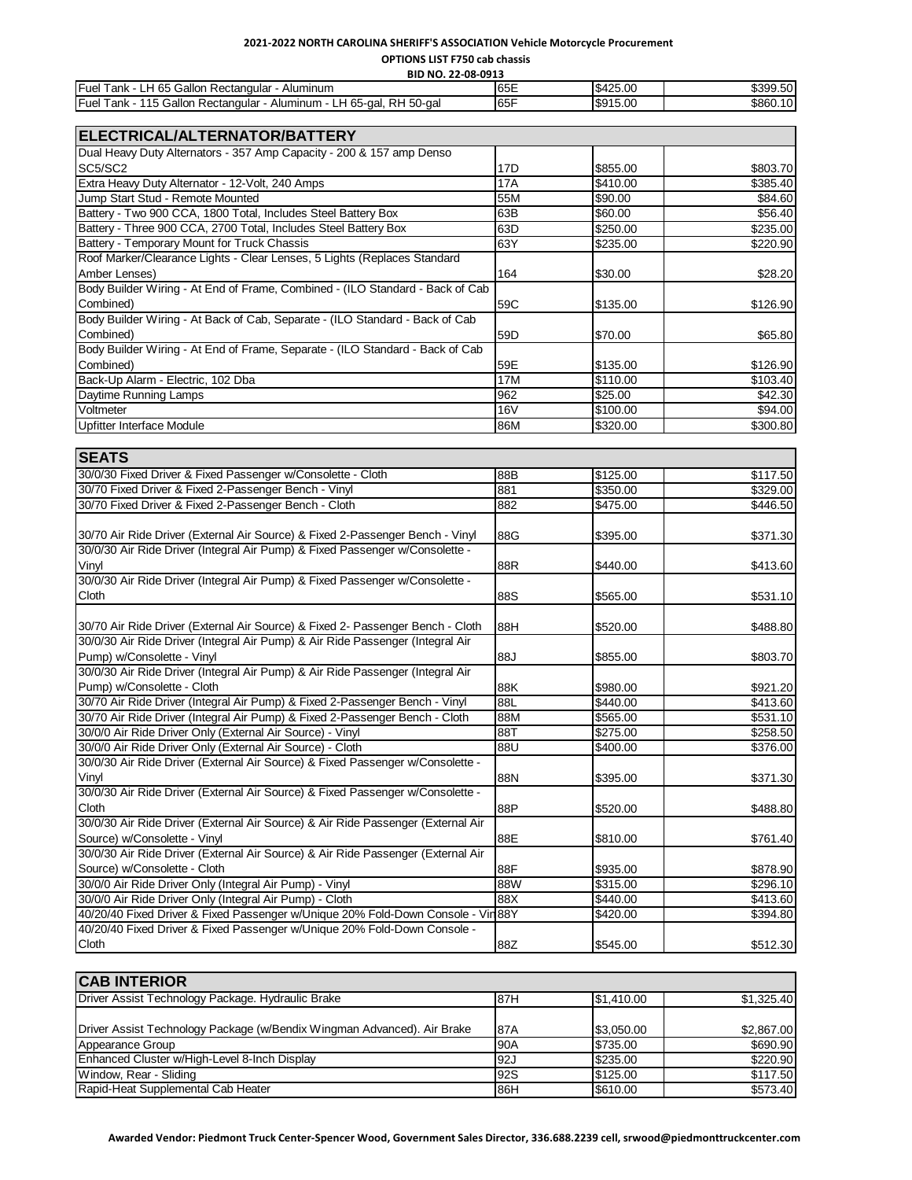**2021-2022 NORTH CAROLINA SHERIFF'S ASSOCIATION Vehicle Motorcycle Procurement**

**OPTIONS LIST F750 cab chassis**

**BID NO. 22-08-0913**

| | | | |
|---|---|---|---|
| Fuel Tank - LH 65 Gallon Rectangular - Aluminum | 65E | $425.00 | $399.50 |
| Fuel Tank - 115 Gallon Rectangular - Aluminum - LH 65-gal, RH 50-gal | 65F | $915.00 | $860.10 |

| ELECTRICAL/ALTERNATOR/BATTERY | | | |
|---|---|---|---|
| Dual Heavy Duty Alternators - 357 Amp Capacity - 200 & 157 amp Denso SC5/SC2 | 17D | $855.00 | $803.70 |
| Extra Heavy Duty Alternator - 12-Volt, 240 Amps | 17A | $410.00 | $385.40 |
| Jump Start Stud - Remote Mounted | 55M | $90.00 | $84.60 |
| Battery - Two 900 CCA, 1800 Total, Includes Steel Battery Box | 63B | $60.00 | $56.40 |
| Battery - Three 900 CCA, 2700 Total, Includes Steel Battery Box | 63D | $250.00 | $235.00 |
| Battery - Temporary Mount for Truck Chassis | 63Y | $235.00 | $220.90 |
| Roof Marker/Clearance Lights - Clear Lenses, 5 Lights (Replaces Standard Amber Lenses) | 164 | $30.00 | $28.20 |
| Body Builder Wiring - At End of Frame, Combined - (ILO Standard - Back of Cab Combined) | 59C | $135.00 | $126.90 |
| Body Builder Wiring - At Back of Cab, Separate - (ILO Standard - Back of Cab Combined) | 59D | $70.00 | $65.80 |
| Body Builder Wiring - At End of Frame, Separate - (ILO Standard - Back of Cab Combined) | 59E | $135.00 | $126.90 |
| Back-Up Alarm - Electric, 102 Dba | 17M | $110.00 | $103.40 |
| Daytime Running Lamps | 962 | $25.00 | $42.30 |
| Voltmeter | 16V | $100.00 | $94.00 |
| Upfitter Interface Module | 86M | $320.00 | $300.80 |

| SEATS | | | |
|---|---|---|---|
| 30/0/30 Fixed Driver & Fixed Passenger w/Consolette - Cloth | 88B | $125.00 | $117.50 |
| 30/70 Fixed Driver & Fixed 2-Passenger Bench - Vinyl | 881 | $350.00 | $329.00 |
| 30/70 Fixed Driver & Fixed 2-Passenger Bench - Cloth | 882 | $475.00 | $446.50 |
| 30/70 Air Ride Driver (External Air Source) & Fixed 2-Passenger Bench - Vinyl | 88G | $395.00 | $371.30 |
| 30/0/30 Air Ride Driver (Integral Air Pump) & Fixed Passenger w/Consolette - Vinyl | 88R | $440.00 | $413.60 |
| 30/0/30 Air Ride Driver (Integral Air Pump) & Fixed Passenger w/Consolette - Cloth | 88S | $565.00 | $531.10 |
| 30/70 Air Ride Driver (External Air Source) & Fixed 2- Passenger Bench - Cloth | 88H | $520.00 | $488.80 |
| 30/0/30 Air Ride Driver (Integral Air Pump) & Air Ride Passenger (Integral Air Pump) w/Consolette - Vinyl | 88J | $855.00 | $803.70 |
| 30/0/30 Air Ride Driver (Integral Air Pump) & Air Ride Passenger (Integral Air Pump) w/Consolette - Cloth | 88K | $980.00 | $921.20 |
| 30/70 Air Ride Driver (Integral Air Pump) & Fixed 2-Passenger Bench - Vinyl | 88L | $440.00 | $413.60 |
| 30/70 Air Ride Driver (Integral Air Pump) & Fixed 2-Passenger Bench - Cloth | 88M | $565.00 | $531.10 |
| 30/0/0 Air Ride Driver Only (External Air Source) - Vinyl | 88T | $275.00 | $258.50 |
| 30/0/0 Air Ride Driver Only (External Air Source) - Cloth | 88U | $400.00 | $376.00 |
| 30/0/30 Air Ride Driver (External Air Source) & Fixed Passenger w/Consolette - Vinyl | 88N | $395.00 | $371.30 |
| 30/0/30 Air Ride Driver (External Air Source) & Fixed Passenger w/Consolette - Cloth | 88P | $520.00 | $488.80 |
| 30/0/30 Air Ride Driver (External Air Source) & Air Ride Passenger (External Air Source) w/Consolette - Vinyl | 88E | $810.00 | $761.40 |
| 30/0/30 Air Ride Driver (External Air Source) & Air Ride Passenger (External Air Source) w/Consolette - Cloth | 88F | $935.00 | $878.90 |
| 30/0/0 Air Ride Driver Only (Integral Air Pump) - Vinyl | 88W | $315.00 | $296.10 |
| 30/0/0 Air Ride Driver Only (Integral Air Pump) - Cloth | 88X | $440.00 | $413.60 |
| 40/20/40 Fixed Driver & Fixed Passenger w/Unique 20% Fold-Down Console - Vir | 88Y | $420.00 | $394.80 |
| 40/20/40 Fixed Driver & Fixed Passenger w/Unique 20% Fold-Down Console - Cloth | 88Z | $545.00 | $512.30 |

| CAB INTERIOR | | | |
|---|---|---|---|
| Driver Assist Technology Package. Hydraulic Brake | 87H | $1,410.00 | $1,325.40 |
| Driver Assist Technology Package (w/Bendix Wingman Advanced). Air Brake | 87A | $3,050.00 | $2,867.00 |
| Appearance Group | 90A | $735.00 | $690.90 |
| Enhanced Cluster w/High-Level 8-Inch Display | 92J | $235.00 | $220.90 |
| Window, Rear - Sliding | 92S | $125.00 | $117.50 |
| Rapid-Heat Supplemental Cab Heater | 86H | $610.00 | $573.40 |

**Awarded Vendor: Piedmont Truck Center-Spencer Wood, Government Sales Director, 336.688.2239 cell, srwood@piedmonttruckcenter.com**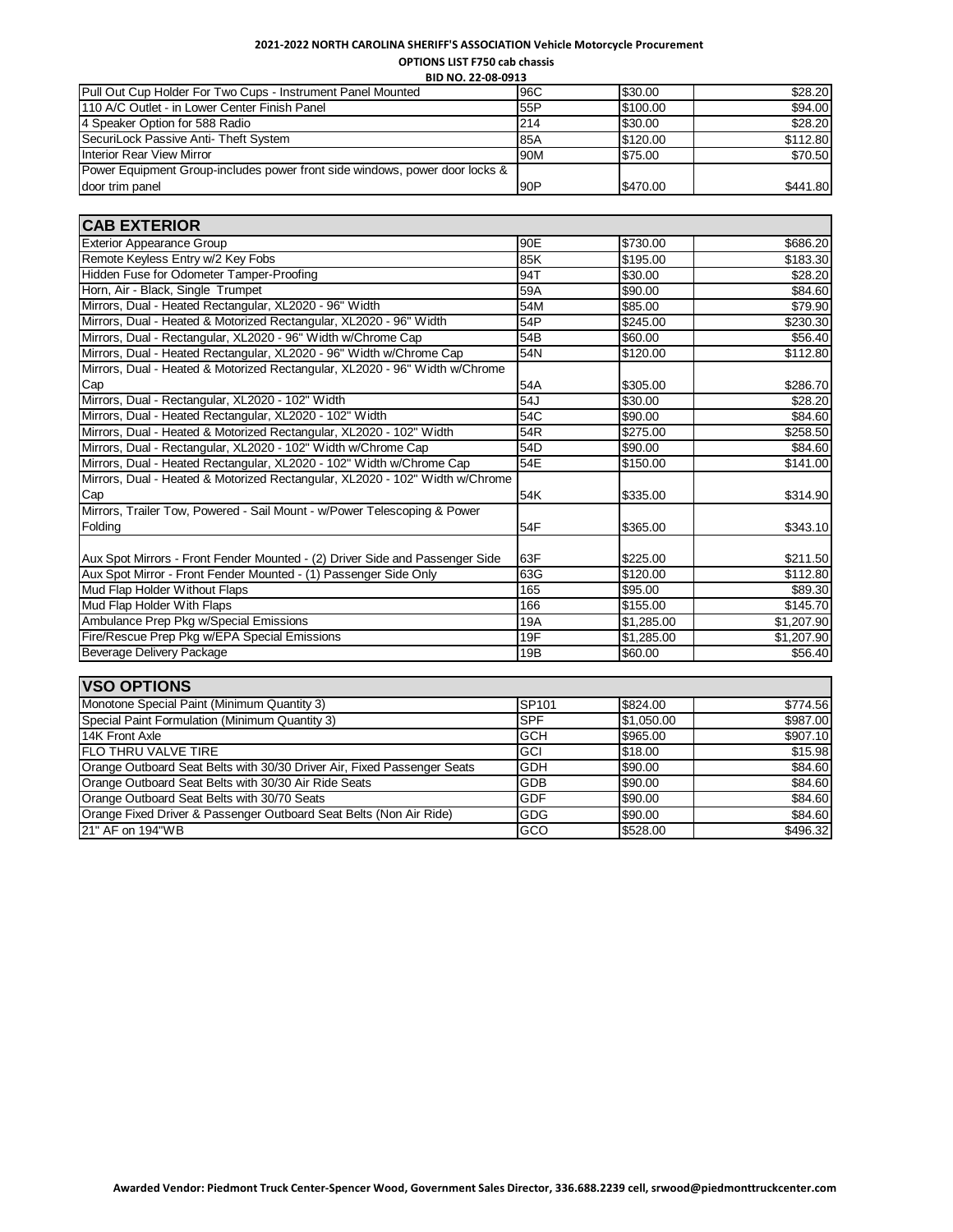**2021-2022 NORTH CAROLINA SHERIFF'S ASSOCIATION Vehicle Motorcycle Procurement**

**OPTIONS LIST F750 cab chassis**

**BID NO. 22-08-0913**

| | | | |
|---|---|---|---|
| Pull Out Cup Holder For Two Cups - Instrument Panel Mounted | 96C | $30.00 | $28.20 |
| 110 A/C Outlet - in Lower Center Finish Panel | 55P | $100.00 | $94.00 |
| 4 Speaker Option for 588 Radio | 214 | $30.00 | $28.20 |
| SecuriLock Passive Anti- Theft System | 85A | $120.00 | $112.80 |
| Interior Rear View Mirror | 90M | $75.00 | $70.50 |
| Power Equipment Group-includes power front side windows, power door locks & door trim panel | 90P | $470.00 | $441.80 |

| CAB EXTERIOR | | | |
|---|---|---|---|
| Exterior Appearance Group | 90E | $730.00 | $686.20 |
| Remote Keyless Entry w/2 Key Fobs | 85K | $195.00 | $183.30 |
| Hidden Fuse for Odometer Tamper-Proofing | 94T | $30.00 | $28.20 |
| Horn, Air - Black, Single Trumpet | 59A | $90.00 | $84.60 |
| Mirrors, Dual - Heated Rectangular, XL2020 - 96" Width | 54M | $85.00 | $79.90 |
| Mirrors, Dual - Heated & Motorized Rectangular, XL2020 - 96" Width | 54P | $245.00 | $230.30 |
| Mirrors, Dual - Rectangular, XL2020 - 96" Width w/Chrome Cap | 54B | $60.00 | $56.40 |
| Mirrors, Dual - Heated Rectangular, XL2020 - 96" Width w/Chrome Cap | 54N | $120.00 | $112.80 |
| Mirrors, Dual - Heated & Motorized Rectangular, XL2020 - 96" Width w/Chrome Cap | 54A | $305.00 | $286.70 |
| Mirrors, Dual - Rectangular, XL2020 - 102" Width | 54J | $30.00 | $28.20 |
| Mirrors, Dual - Heated Rectangular, XL2020 - 102" Width | 54C | $90.00 | $84.60 |
| Mirrors, Dual - Heated & Motorized Rectangular, XL2020 - 102" Width | 54R | $275.00 | $258.50 |
| Mirrors, Dual - Rectangular, XL2020 - 102" Width w/Chrome Cap | 54D | $90.00 | $84.60 |
| Mirrors, Dual - Heated Rectangular, XL2020 - 102" Width w/Chrome Cap | 54E | $150.00 | $141.00 |
| Mirrors, Dual - Heated & Motorized Rectangular, XL2020 - 102" Width w/Chrome Cap | 54K | $335.00 | $314.90 |
| Mirrors, Trailer Tow, Powered - Sail Mount - w/Power Telescoping & Power Folding | 54F | $365.00 | $343.10 |
| Aux Spot Mirrors - Front Fender Mounted - (2) Driver Side and Passenger Side | 63F | $225.00 | $211.50 |
| Aux Spot Mirror - Front Fender Mounted - (1) Passenger Side Only | 63G | $120.00 | $112.80 |
| Mud Flap Holder Without Flaps | 165 | $95.00 | $89.30 |
| Mud Flap Holder With Flaps | 166 | $155.00 | $145.70 |
| Ambulance Prep Pkg w/Special Emissions | 19A | $1,285.00 | $1,207.90 |
| Fire/Rescue Prep Pkg w/EPA Special Emissions | 19F | $1,285.00 | $1,207.90 |
| Beverage Delivery Package | 19B | $60.00 | $56.40 |

| VSO OPTIONS | | | |
|---|---|---|---|
| Monotone Special Paint (Minimum Quantity 3) | SP101 | $824.00 | $774.56 |
| Special Paint Formulation (Minimum Quantity 3) | SPF | $1,050.00 | $987.00 |
| 14K Front Axle | GCH | $965.00 | $907.10 |
| FLO THRU VALVE TIRE | GCI | $18.00 | $15.98 |
| Orange Outboard Seat Belts with 30/30 Driver Air, Fixed Passenger Seats | GDH | $90.00 | $84.60 |
| Orange Outboard Seat Belts with 30/30 Air Ride Seats | GDB | $90.00 | $84.60 |
| Orange Outboard Seat Belts with 30/70 Seats | GDF | $90.00 | $84.60 |
| Orange Fixed Driver & Passenger Outboard Seat Belts (Non Air Ride) | GDG | $90.00 | $84.60 |
| 21" AF on 194"WB | GCO | $528.00 | $496.32 |

**Awarded Vendor: Piedmont Truck Center-Spencer Wood, Government Sales Director, 336.688.2239 cell, srwood@piedmonttruckcenter.com**